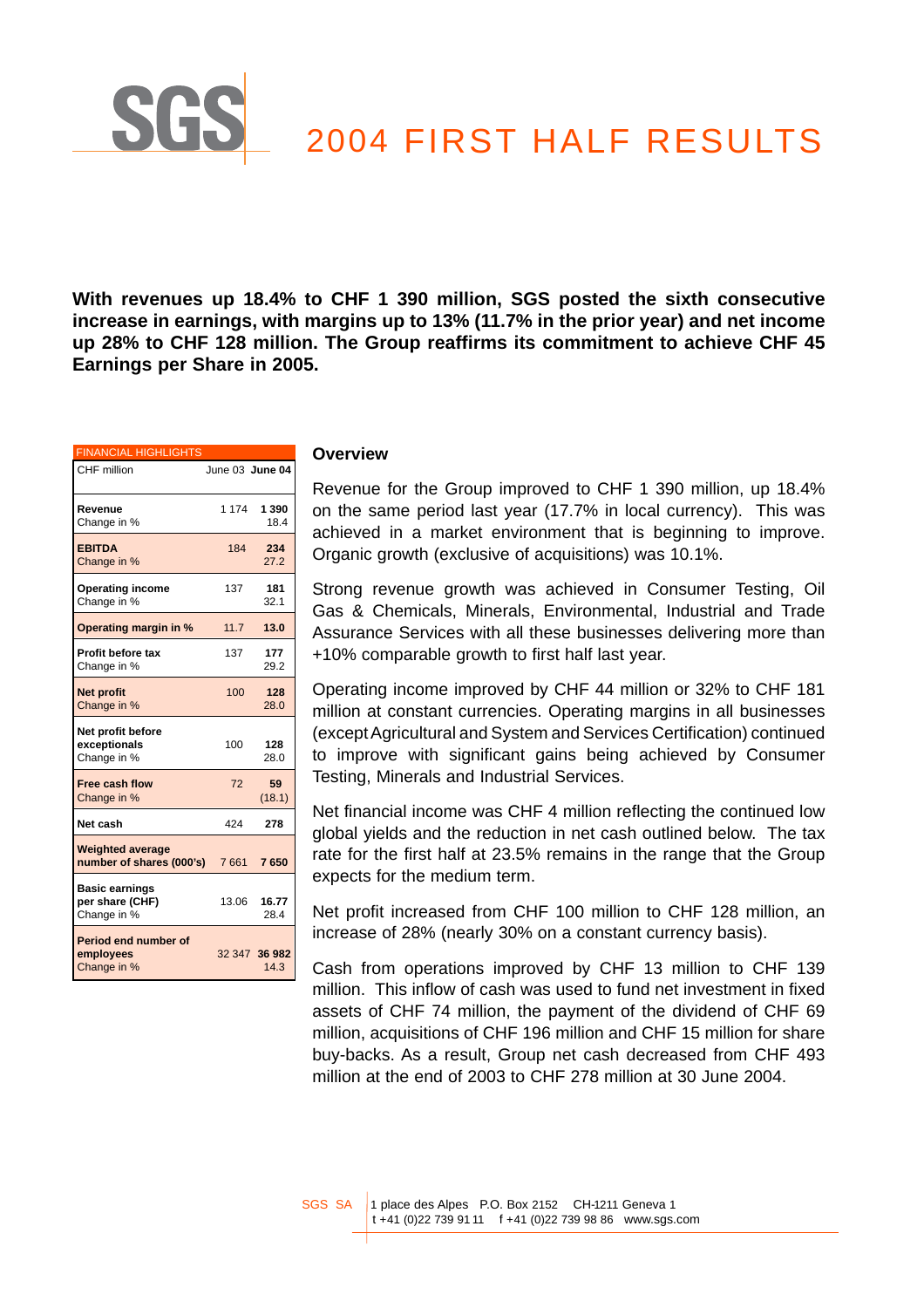# 2004 FIRST HALF RESULTS

**With revenues up 18.4% to CHF 1 390 million, SGS posted the sixth consecutive increase in earnings, with margins up to 13% (11.7% in the prior year) and net income up 28% to CHF 128 million. The Group reaffirms its commitment to achieve CHF 45 Earnings per Share in 2005.**

| FINANCIAL HIGHLIGHTS | | |
|---|---|---|
| CHF million | June 03 | **June 04** |
| **Revenue** | 1 174 | **1 390** |
| Change in % | | 18.4 |
| **EBITDA** | 184 | **234** |
| Change in % | | 27.2 |
| **Operating income** | 137 | **181** |
| Change in % | | 32.1 |
| **Operating margin in %** | 11.7 | **13.0** |
| **Profit before tax** | 137 | **177** |
| Change in % | | 29.2 |
| **Net profit** | 100 | **128** |
| Change in % | | 28.0 |
| **Net profit before exceptionals** | 100 | **128** |
| Change in % | | 28.0 |
| **Free cash flow** | 72 | **59** |
| Change in % | | (18.1) |
| **Net cash** | 424 | **278** |
| **Weighted average number of shares (000's)** | 7 661 | **7 650** |
| **Basic earnings per share (CHF)** | 13.06 | **16.77** |
| Change in % | | 28.4 |
| **Period end number of employees** | 32 347 | **36 982** |
| Change in % | | 14.3 |

## Overview

Revenue for the Group improved to CHF 1 390 million, up 18.4% on the same period last year (17.7% in local currency). This was achieved in a market environment that is beginning to improve. Organic growth (exclusive of acquisitions) was 10.1%.

Strong revenue growth was achieved in Consumer Testing, Oil Gas & Chemicals, Minerals, Environmental, Industrial and Trade Assurance Services with all these businesses delivering more than +10% comparable growth to first half last year.

Operating income improved by CHF 44 million or 32% to CHF 181 million at constant currencies. Operating margins in all businesses (except Agricultural and System and Services Certification) continued to improve with significant gains being achieved by Consumer Testing, Minerals and Industrial Services.

Net financial income was CHF 4 million reflecting the continued low global yields and the reduction in net cash outlined below. The tax rate for the first half at 23.5% remains in the range that the Group expects for the medium term.

Net profit increased from CHF 100 million to CHF 128 million, an increase of 28% (nearly 30% on a constant currency basis).

Cash from operations improved by CHF 13 million to CHF 139 million. This inflow of cash was used to fund net investment in fixed assets of CHF 74 million, the payment of the dividend of CHF 69 million, acquisitions of CHF 196 million and CHF 15 million for share buy-backs. As a result, Group net cash decreased from CHF 493 million at the end of 2003 to CHF 278 million at 30 June 2004.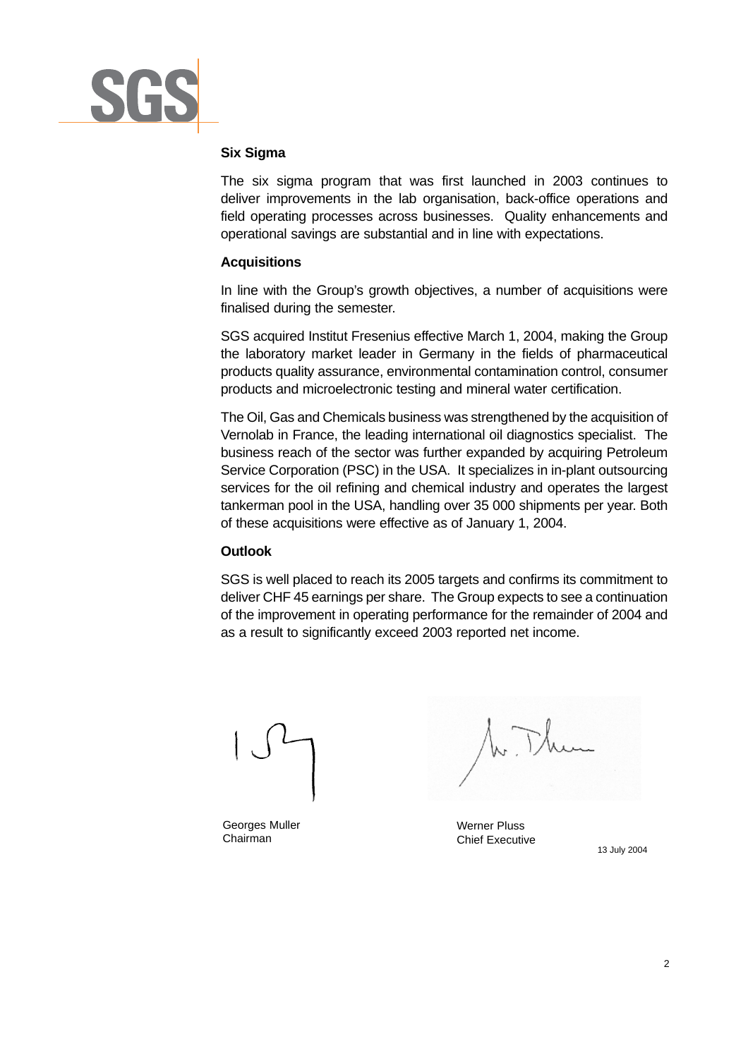### Six Sigma

The six sigma program that was first launched in 2003 continues to deliver improvements in the lab organisation, back-office operations and field operating processes across businesses. Quality enhancements and operational savings are substantial and in line with expectations.

### Acquisitions

In line with the Group's growth objectives, a number of acquisitions were finalised during the semester.

SGS acquired Institut Fresenius effective March 1, 2004, making the Group the laboratory market leader in Germany in the fields of pharmaceutical products quality assurance, environmental contamination control, consumer products and microelectronic testing and mineral water certification.

The Oil, Gas and Chemicals business was strengthened by the acquisition of Vernolab in France, the leading international oil diagnostics specialist. The business reach of the sector was further expanded by acquiring Petroleum Service Corporation (PSC) in the USA. It specializes in in-plant outsourcing services for the oil refining and chemical industry and operates the largest tankerman pool in the USA, handling over 35 000 shipments per year. Both of these acquisitions were effective as of January 1, 2004.

### Outlook

SGS is well placed to reach its 2005 targets and confirms its commitment to deliver CHF 45 earnings per share. The Group expects to see a continuation of the improvement in operating performance for the remainder of 2004 and as a result to significantly exceed 2003 reported net income.

Georges Muller
Chairman

Werner Pluss
Chief Executive

13 July 2004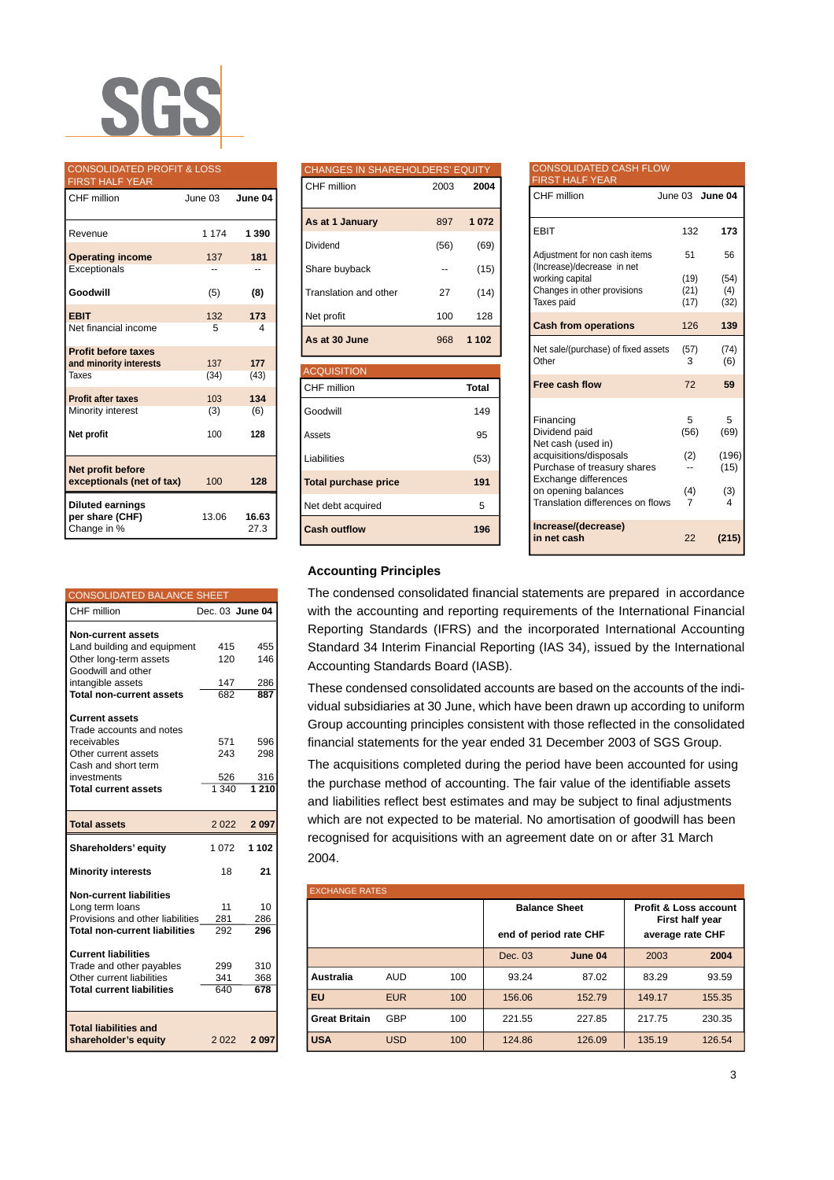SGS

## CONSOLIDATED PROFIT & LOSS FIRST HALF YEAR

| CHF million | June 03 | June 04 |
|---|---|---|
| Revenue | 1 174 | **1 390** |
| **Operating income** | 137 | **181** |
| Exceptionals | -- | -- |
| **Goodwill** | (5) | **(8)** |
| **EBIT** | 132 | **173** |
| Net financial income | 5 | 4 |
| **Profit before taxes and minority interests** | 137 | **177** |
| Taxes | (34) | (43) |
| **Profit after taxes** | 103 | **134** |
| Minority interest | (3) | (6) |
| **Net profit** | 100 | **128** |
| **Net profit before exceptionals (net of tax)** | 100 | **128** |
| **Diluted earnings per share (CHF)** | 13.06 | **16.63** |
| Change in % | | 27.3 |

## CHANGES IN SHAREHOLDERS' EQUITY

| CHF million | 2003 | 2004 |
|---|---|---|
| **As at 1 January** | 897 | **1 072** |
| Dividend | (56) | (69) |
| Share buyback | -- | (15) |
| Translation and other | 27 | (14) |
| Net profit | 100 | 128 |
| **As at 30 June** | 968 | **1 102** |

## ACQUISITION

| CHF million | Total |
|---|---|
| Goodwill | 149 |
| Assets | 95 |
| Liabilities | (53) |
| **Total purchase price** | **191** |
| Net debt acquired | 5 |
| **Cash outflow** | **196** |

## CONSOLIDATED CASH FLOW FIRST HALF YEAR

| CHF million | June 03 | June 04 |
|---|---|---|
| EBIT | 132 | **173** |
| Adjustment for non cash items | 51 | 56 |
| (Increase)/decrease in net working capital | (19) | (54) |
| Changes in other provisions | (21) | (4) |
| Taxes paid | (17) | (32) |
| **Cash from operations** | 126 | **139** |
| Net sale/(purchase) of fixed assets | (57) | (74) |
| Other | 3 | (6) |
| **Free cash flow** | 72 | **59** |
| Financing | 5 | 5 |
| Dividend paid | (56) | (69) |
| Net cash (used in) acquisitions/disposals | (2) | (196) |
| Purchase of treasury shares | -- | (15) |
| Exchange differences on opening balances | (4) | (3) |
| Translation differences on flows | 7 | 4 |
| **Increase/(decrease) in net cash** | 22 | **(215)** |

## CONSOLIDATED BALANCE SHEET

| CHF million | Dec. 03 | June 04 |
|---|---|---|
| **Non-current assets** | | |
| Land building and equipment | 415 | 455 |
| Other long-term assets | 120 | 146 |
| Goodwill and other intangible assets | 147 | 286 |
| **Total non-current assets** | 682 | **887** |
| **Current assets** | | |
| Trade accounts and notes receivables | 571 | 596 |
| Other current assets | 243 | 298 |
| Cash and short term investments | 526 | 316 |
| **Total current assets** | 1 340 | **1 210** |
| **Total assets** | 2 022 | **2 097** |
| **Shareholders' equity** | 1 072 | **1 102** |
| **Minority interests** | 18 | **21** |
| **Non-current liabilities** | | |
| Long term loans | 11 | 10 |
| Provisions and other liabilities | 281 | 286 |
| **Total non-current liabilities** | 292 | **296** |
| **Current liabilities** | | |
| Trade and other payables | 299 | 310 |
| Other current liabilities | 341 | 368 |
| **Total current liabilities** | 640 | **678** |
| **Total liabilities and shareholder's equity** | 2 022 | **2 097** |

### Accounting Principles

The condensed consolidated financial statements are prepared in accordance with the accounting and reporting requirements of the International Financial Reporting Standards (IFRS) and the incorporated International Accounting Standard 34 Interim Financial Reporting (IAS 34), issued by the International Accounting Standards Board (IASB).

These condensed consolidated accounts are based on the accounts of the individual subsidiaries at 30 June, which have been drawn up according to uniform Group accounting principles consistent with those reflected in the consolidated financial statements for the year ended 31 December 2003 of SGS Group.

The acquisitions completed during the period have been accounted for using the purchase method of accounting. The fair value of the identifiable assets and liabilities reflect best estimates and may be subject to final adjustments which are not expected to be material. No amortisation of goodwill has been recognised for acquisitions with an agreement date on or after 31 March 2004.

## EXCHANGE RATES

| | | | Balance Sheet end of period rate CHF | | Profit & Loss account First half year average rate CHF | |
|---|---|---|---|---|---|---|
| | | | Dec. 03 | **June 04** | 2003 | **2004** |
| **Australia** | AUD | 100 | 93.24 | 87.02 | 83.29 | 93.59 |
| **EU** | EUR | 100 | 156.06 | 152.79 | 149.17 | 155.35 |
| **Great Britain** | GBP | 100 | 221.55 | 227.85 | 217.75 | 230.35 |
| **USA** | USD | 100 | 124.86 | 126.09 | 135.19 | 126.54 |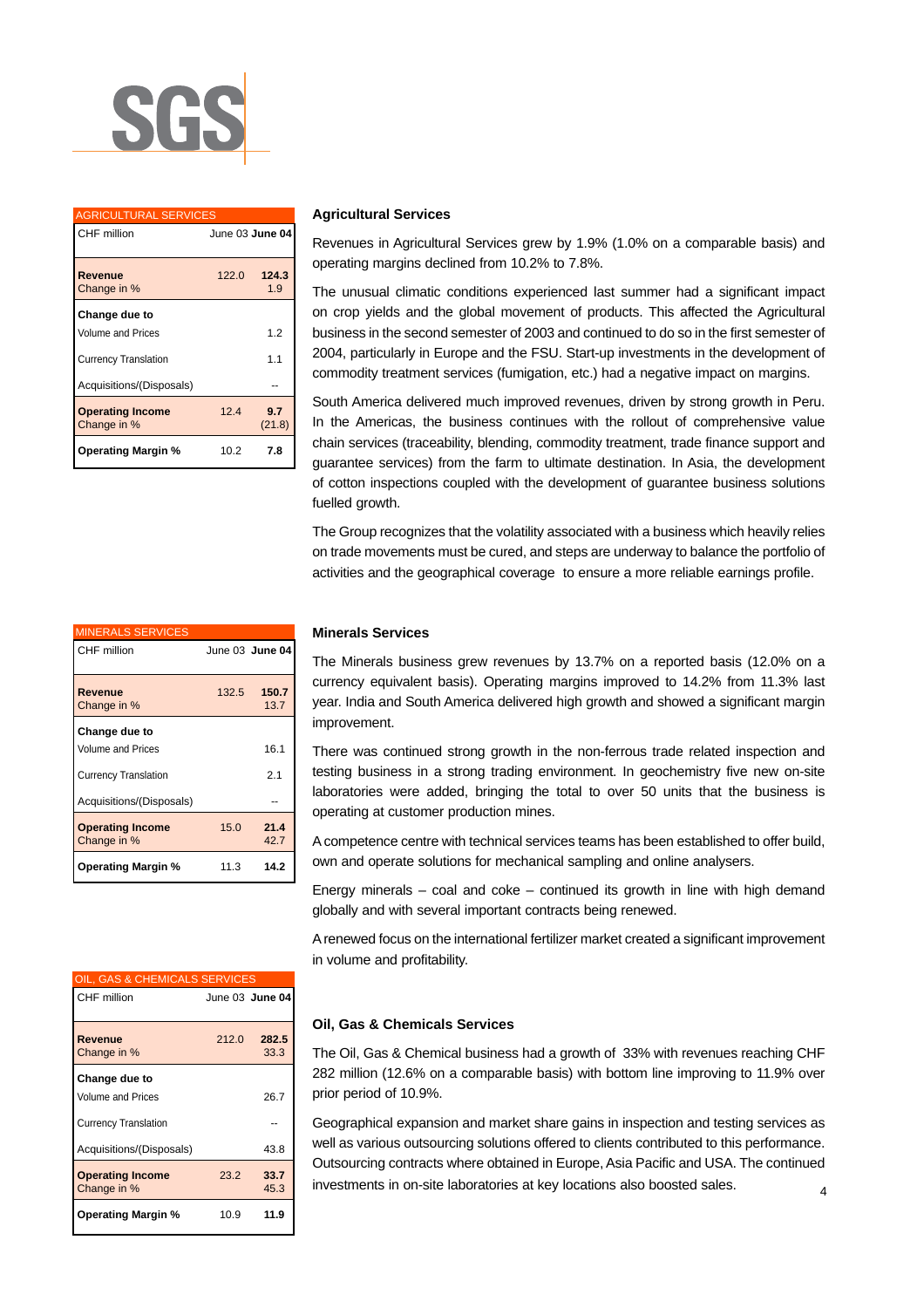SGS

| AGRICULTURAL SERVICES | | |
|---|---|---|
| CHF million | June 03 | **June 04** |
| **Revenue** | 122.0 | **124.3** |
| Change in % | | 1.9 |
| **Change due to** | | |
| Volume and Prices | | 1.2 |
| Currency Translation | | 1.1 |
| Acquisitions/(Disposals) | | -- |
| **Operating Income** | 12.4 | **9.7** |
| Change in % | | (21.8) |
| **Operating Margin %** | 10.2 | **7.8** |

### Agricultural Services

Revenues in Agricultural Services grew by 1.9% (1.0% on a comparable basis) and operating margins declined from 10.2% to 7.8%.

The unusual climatic conditions experienced last summer had a significant impact on crop yields and the global movement of products. This affected the Agricultural business in the second semester of 2003 and continued to do so in the first semester of 2004, particularly in Europe and the FSU. Start-up investments in the development of commodity treatment services (fumigation, etc.) had a negative impact on margins.

South America delivered much improved revenues, driven by strong growth in Peru. In the Americas, the business continues with the rollout of comprehensive value chain services (traceability, blending, commodity treatment, trade finance support and guarantee services) from the farm to ultimate destination. In Asia, the development of cotton inspections coupled with the development of guarantee business solutions fuelled growth.

The Group recognizes that the volatility associated with a business which heavily relies on trade movements must be cured, and steps are underway to balance the portfolio of activities and the geographical coverage to ensure a more reliable earnings profile.

| MINERALS SERVICES | | |
|---|---|---|
| CHF million | June 03 | **June 04** |
| **Revenue** | 132.5 | **150.7** |
| Change in % | | 13.7 |
| **Change due to** | | |
| Volume and Prices | | 16.1 |
| Currency Translation | | 2.1 |
| Acquisitions/(Disposals) | | -- |
| **Operating Income** | 15.0 | **21.4** |
| Change in % | | 42.7 |
| **Operating Margin %** | 11.3 | **14.2** |

### Minerals Services

The Minerals business grew revenues by 13.7% on a reported basis (12.0% on a currency equivalent basis). Operating margins improved to 14.2% from 11.3% last year. India and South America delivered high growth and showed a significant margin improvement.

There was continued strong growth in the non-ferrous trade related inspection and testing business in a strong trading environment. In geochemistry five new on-site laboratories were added, bringing the total to over 50 units that the business is operating at customer production mines.

A competence centre with technical services teams has been established to offer build, own and operate solutions for mechanical sampling and online analysers.

Energy minerals – coal and coke – continued its growth in line with high demand globally and with several important contracts being renewed.

A renewed focus on the international fertilizer market created a significant improvement in volume and profitability.

| OIL, GAS & CHEMICALS SERVICES | | |
|---|---|---|
| CHF million | June 03 | **June 04** |
| **Revenue** | 212.0 | **282.5** |
| Change in % | | 33.3 |
| **Change due to** | | |
| Volume and Prices | | 26.7 |
| Currency Translation | | -- |
| Acquisitions/(Disposals) | | 43.8 |
| **Operating Income** | 23.2 | **33.7** |
| Change in % | | 45.3 |
| **Operating Margin %** | 10.9 | **11.9** |

### Oil, Gas & Chemicals Services

The Oil, Gas & Chemical business had a growth of 33% with revenues reaching CHF 282 million (12.6% on a comparable basis) with bottom line improving to 11.9% over prior period of 10.9%.

Geographical expansion and market share gains in inspection and testing services as well as various outsourcing solutions offered to clients contributed to this performance. Outsourcing contracts where obtained in Europe, Asia Pacific and USA. The continued investments in on-site laboratories at key locations also boosted sales.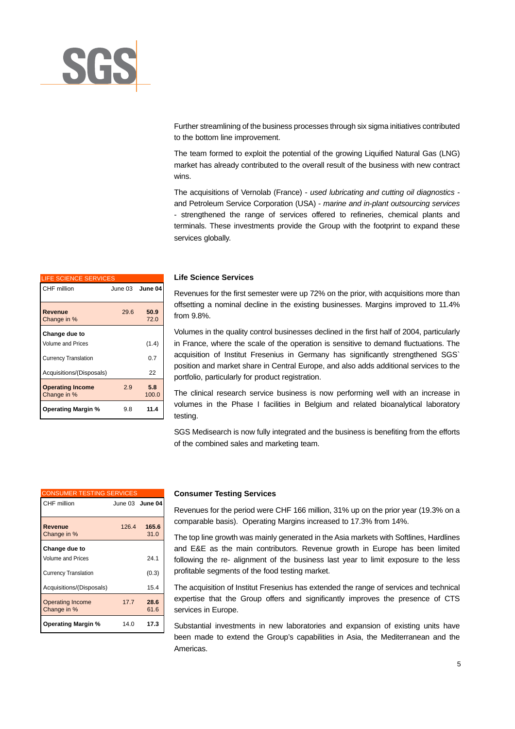Further streamlining of the business processes through six sigma initiatives contributed to the bottom line improvement.

The team formed to exploit the potential of the growing Liquified Natural Gas (LNG) market has already contributed to the overall result of the business with new contract wins.

The acquisitions of Vernolab (France) - *used lubricating and cutting oil diagnostics* - and Petroleum Service Corporation (USA) - *marine and in-plant outsourcing services* - strengthened the range of services offered to refineries, chemical plants and terminals. These investments provide the Group with the footprint to expand these services globally.

| LIFE SCIENCE SERVICES | | |
|---|---|---|
| CHF million | June 03 | **June 04** |
| **Revenue**<br>Change in % | 29.6 | **50.9**<br>72.0 |
| **Change due to** | | |
| Volume and Prices | | (1.4) |
| Currency Translation | | 0.7 |
| Acquisitions/(Disposals) | | 22 |
| **Operating Income**<br>Change in % | 2.9 | **5.8**<br>100.0 |
| **Operating Margin %** | 9.8 | **11.4** |

### Life Science Services

Revenues for the first semester were up 72% on the prior, with acquisitions more than offsetting a nominal decline in the existing businesses. Margins improved to 11.4% from 9.8%.

Volumes in the quality control businesses declined in the first half of 2004, particularly in France, where the scale of the operation is sensitive to demand fluctuations. The acquisition of Institut Fresenius in Germany has significantly strengthened SGS` position and market share in Central Europe, and also adds additional services to the portfolio, particularly for product registration.

The clinical research service business is now performing well with an increase in volumes in the Phase I facilities in Belgium and related bioanalytical laboratory testing.

SGS Medisearch is now fully integrated and the business is benefiting from the efforts of the combined sales and marketing team.

| CONSUMER TESTING SERVICES | | |
|---|---|---|
| CHF million | June 03 | **June 04** |
| **Revenue**<br>Change in % | 126.4 | **165.6**<br>31.0 |
| **Change due to** | | |
| Volume and Prices | | 24.1 |
| Currency Translation | | (0.3) |
| Acquisitions/(Disposals) | | 15.4 |
| Operating Income<br>Change in % | 17.7 | **28.6**<br>61.6 |
| **Operating Margin %** | 14.0 | **17.3** |

### Consumer Testing Services

Revenues for the period were CHF 166 million, 31% up on the prior year (19.3% on a comparable basis). Operating Margins increased to 17.3% from 14%.

The top line growth was mainly generated in the Asia markets with Softlines, Hardlines and E&E as the main contributors. Revenue growth in Europe has been limited following the re- alignment of the business last year to limit exposure to the less profitable segments of the food testing market.

The acquisition of Institut Fresenius has extended the range of services and technical expertise that the Group offers and significantly improves the presence of CTS services in Europe.

Substantial investments in new laboratories and expansion of existing units have been made to extend the Group's capabilities in Asia, the Mediterranean and the Americas.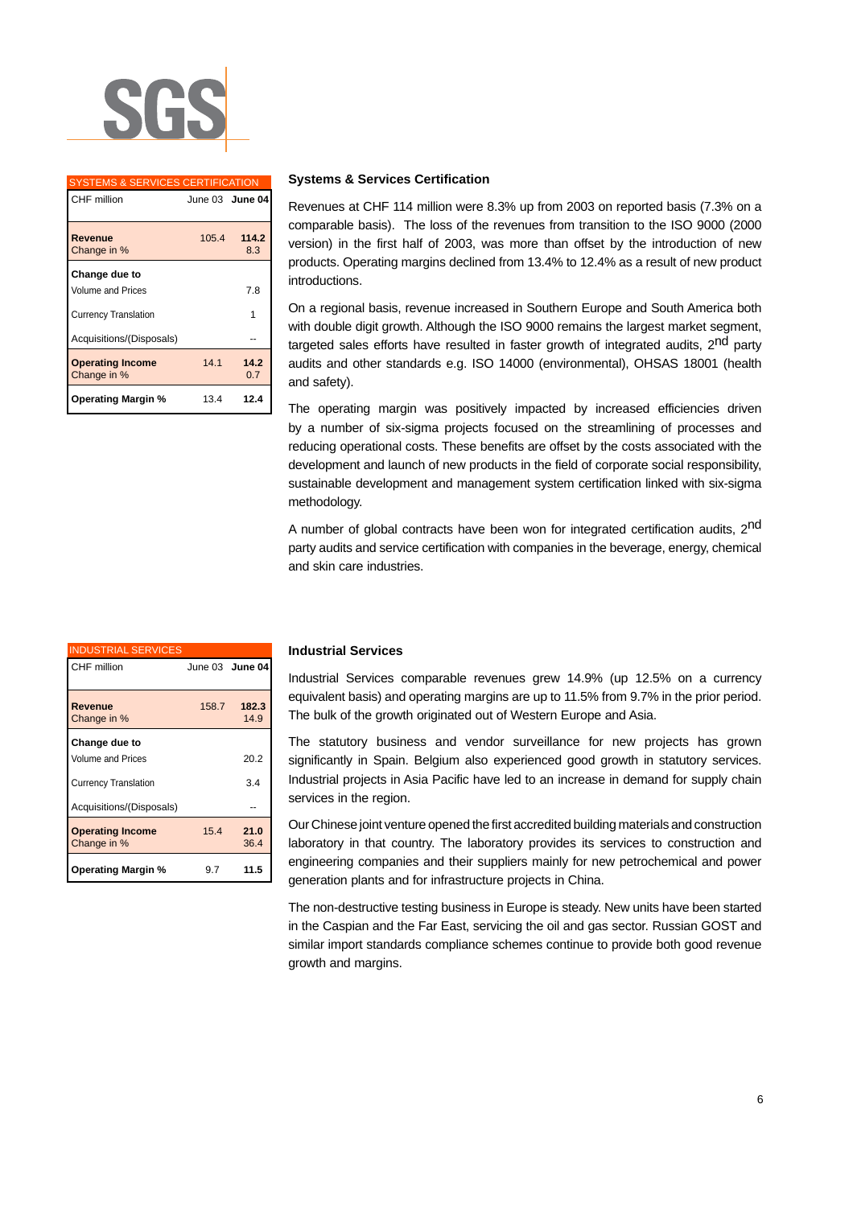SGS

| SYSTEMS & SERVICES CERTIFICATION | | |
|---|---|---|
| CHF million | June 03 | **June 04** |
| **Revenue** | 105.4 | **114.2** |
| Change in % | | 8.3 |
| **Change due to** | | |
| Volume and Prices | | 7.8 |
| Currency Translation | | 1 |
| Acquisitions/(Disposals) | | -- |
| **Operating Income** | 14.1 | **14.2** |
| Change in % | | 0.7 |
| **Operating Margin %** | 13.4 | **12.4** |

## Systems & Services Certification

Revenues at CHF 114 million were 8.3% up from 2003 on reported basis (7.3% on a comparable basis). The loss of the revenues from transition to the ISO 9000 (2000 version) in the first half of 2003, was more than offset by the introduction of new products. Operating margins declined from 13.4% to 12.4% as a result of new product introductions.

On a regional basis, revenue increased in Southern Europe and South America both with double digit growth. Although the ISO 9000 remains the largest market segment, targeted sales efforts have resulted in faster growth of integrated audits, 2nd party audits and other standards e.g. ISO 14000 (environmental), OHSAS 18001 (health and safety).

The operating margin was positively impacted by increased efficiencies driven by a number of six-sigma projects focused on the streamlining of processes and reducing operational costs. These benefits are offset by the costs associated with the development and launch of new products in the field of corporate social responsibility, sustainable development and management system certification linked with six-sigma methodology.

A number of global contracts have been won for integrated certification audits, 2nd party audits and service certification with companies in the beverage, energy, chemical and skin care industries.

| INDUSTRIAL SERVICES | | |
|---|---|---|
| CHF million | June 03 | **June 04** |
| **Revenue** | 158.7 | **182.3** |
| Change in % | | 14.9 |
| **Change due to** | | |
| Volume and Prices | | 20.2 |
| Currency Translation | | 3.4 |
| Acquisitions/(Disposals) | | -- |
| **Operating Income** | 15.4 | **21.0** |
| Change in % | | 36.4 |
| **Operating Margin %** | 9.7 | **11.5** |

## Industrial Services

Industrial Services comparable revenues grew 14.9% (up 12.5% on a currency equivalent basis) and operating margins are up to 11.5% from 9.7% in the prior period. The bulk of the growth originated out of Western Europe and Asia.

The statutory business and vendor surveillance for new projects has grown significantly in Spain. Belgium also experienced good growth in statutory services. Industrial projects in Asia Pacific have led to an increase in demand for supply chain services in the region.

Our Chinese joint venture opened the first accredited building materials and construction laboratory in that country. The laboratory provides its services to construction and engineering companies and their suppliers mainly for new petrochemical and power generation plants and for infrastructure projects in China.

The non-destructive testing business in Europe is steady. New units have been started in the Caspian and the Far East, servicing the oil and gas sector. Russian GOST and similar import standards compliance schemes continue to provide both good revenue growth and margins.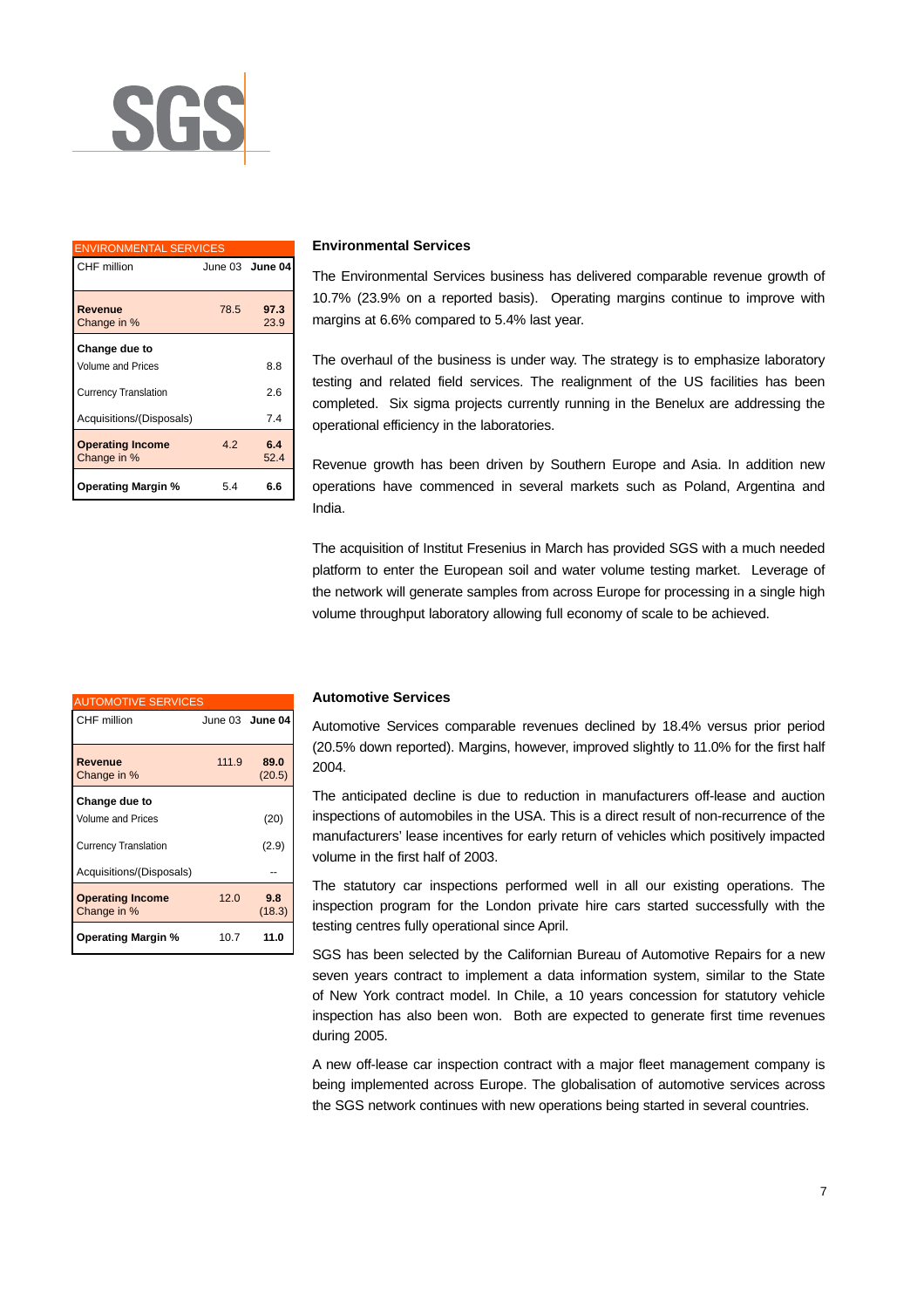SGS

| ENVIRONMENTAL SERVICES | | |
|---|---|---|
| CHF million | June 03 | **June 04** |
| **Revenue** | 78.5 | **97.3** |
| Change in % | | 23.9 |
| **Change due to** | | |
| Volume and Prices | | 8.8 |
| Currency Translation | | 2.6 |
| Acquisitions/(Disposals) | | 7.4 |
| **Operating Income** | 4.2 | **6.4** |
| Change in % | | 52.4 |
| **Operating Margin %** | 5.4 | **6.6** |

## Environmental Services

The Environmental Services business has delivered comparable revenue growth of 10.7% (23.9% on a reported basis). Operating margins continue to improve with margins at 6.6% compared to 5.4% last year.

The overhaul of the business is under way. The strategy is to emphasize laboratory testing and related field services. The realignment of the US facilities has been completed. Six sigma projects currently running in the Benelux are addressing the operational efficiency in the laboratories.

Revenue growth has been driven by Southern Europe and Asia. In addition new operations have commenced in several markets such as Poland, Argentina and India.

The acquisition of Institut Fresenius in March has provided SGS with a much needed platform to enter the European soil and water volume testing market. Leverage of the network will generate samples from across Europe for processing in a single high volume throughput laboratory allowing full economy of scale to be achieved.

| AUTOMOTIVE SERVICES | | |
|---|---|---|
| CHF million | June 03 | **June 04** |
| **Revenue** | 111.9 | **89.0** |
| Change in % | | (20.5) |
| **Change due to** | | |
| Volume and Prices | | (20) |
| Currency Translation | | (2.9) |
| Acquisitions/(Disposals) | | -- |
| **Operating Income** | 12.0 | **9.8** |
| Change in % | | (18.3) |
| **Operating Margin %** | 10.7 | **11.0** |

## Automotive Services

Automotive Services comparable revenues declined by 18.4% versus prior period (20.5% down reported). Margins, however, improved slightly to 11.0% for the first half 2004.

The anticipated decline is due to reduction in manufacturers off-lease and auction inspections of automobiles in the USA. This is a direct result of non-recurrence of the manufacturers' lease incentives for early return of vehicles which positively impacted volume in the first half of 2003.

The statutory car inspections performed well in all our existing operations. The inspection program for the London private hire cars started successfully with the testing centres fully operational since April.

SGS has been selected by the Californian Bureau of Automotive Repairs for a new seven years contract to implement a data information system, similar to the State of New York contract model. In Chile, a 10 years concession for statutory vehicle inspection has also been won. Both are expected to generate first time revenues during 2005.

A new off-lease car inspection contract with a major fleet management company is being implemented across Europe. The globalisation of automotive services across the SGS network continues with new operations being started in several countries.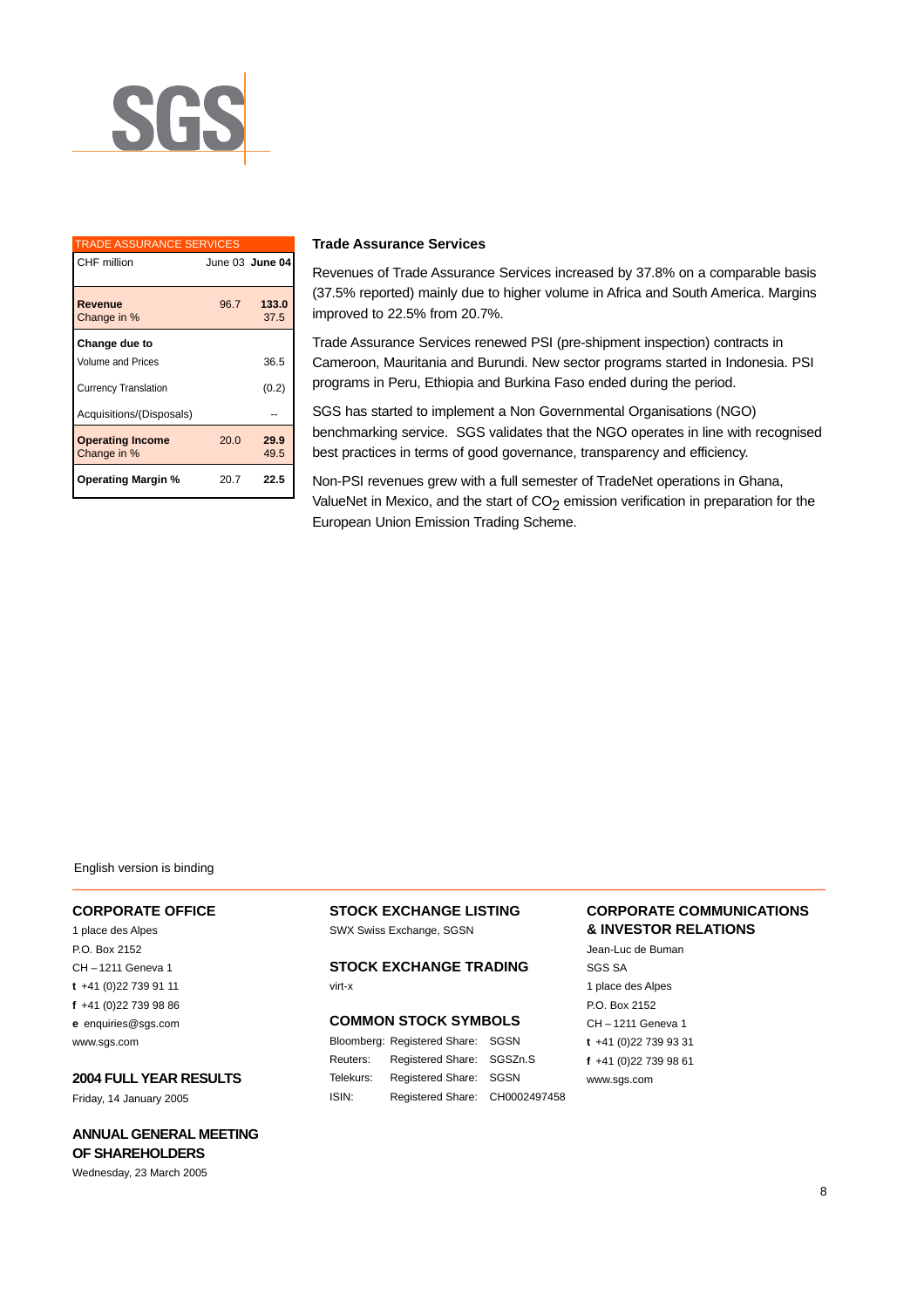SGS

| TRADE ASSURANCE SERVICES | | |
|---|---|---|
| CHF million | June 03 | **June 04** |
| **Revenue** | 96.7 | **133.0** |
| Change in % | | 37.5 |
| **Change due to** | | |
| Volume and Prices | | 36.5 |
| Currency Translation | | (0.2) |
| Acquisitions/(Disposals) | | -- |
| **Operating Income** | 20.0 | **29.9** |
| Change in % | | 49.5 |
| **Operating Margin %** | 20.7 | **22.5** |

### Trade Assurance Services

Revenues of Trade Assurance Services increased by 37.8% on a comparable basis (37.5% reported) mainly due to higher volume in Africa and South America. Margins improved to 22.5% from 20.7%.

Trade Assurance Services renewed PSI (pre-shipment inspection) contracts in Cameroon, Mauritania and Burundi. New sector programs started in Indonesia. PSI programs in Peru, Ethiopia and Burkina Faso ended during the period.

SGS has started to implement a Non Governmental Organisations (NGO) benchmarking service. SGS validates that the NGO operates in line with recognised best practices in terms of good governance, transparency and efficiency.

Non-PSI revenues grew with a full semester of TradeNet operations in Ghana, ValueNet in Mexico, and the start of $CO_2$ emission verification in preparation for the European Union Emission Trading Scheme.

English version is binding

**CORPORATE OFFICE**

1 place des Alpes
P.O. Box 2152
CH – 1211 Geneva 1
**t** +41 (0)22 739 91 11
**f** +41 (0)22 739 98 86
**e** enquiries@sgs.com
www.sgs.com

**2004 FULL YEAR RESULTS**

Friday, 14 January 2005

**ANNUAL GENERAL MEETING OF SHAREHOLDERS**

Wednesday, 23 March 2005

**STOCK EXCHANGE LISTING**

SWX Swiss Exchange, SGSN

**STOCK EXCHANGE TRADING**

virt-x

**COMMON STOCK SYMBOLS**

| | | |
|---|---|---|
| Bloomberg: | Registered Share: | SGSN |
| Reuters: | Registered Share: | SGSZn.S |
| Telekurs: | Registered Share: | SGSN |
| ISIN: | Registered Share: | CH0002497458 |

**CORPORATE COMMUNICATIONS & INVESTOR RELATIONS**

Jean-Luc de Buman
SGS SA
1 place des Alpes
P.O. Box 2152
CH – 1211 Geneva 1
**t** +41 (0)22 739 93 31
**f** +41 (0)22 739 98 61
www.sgs.com